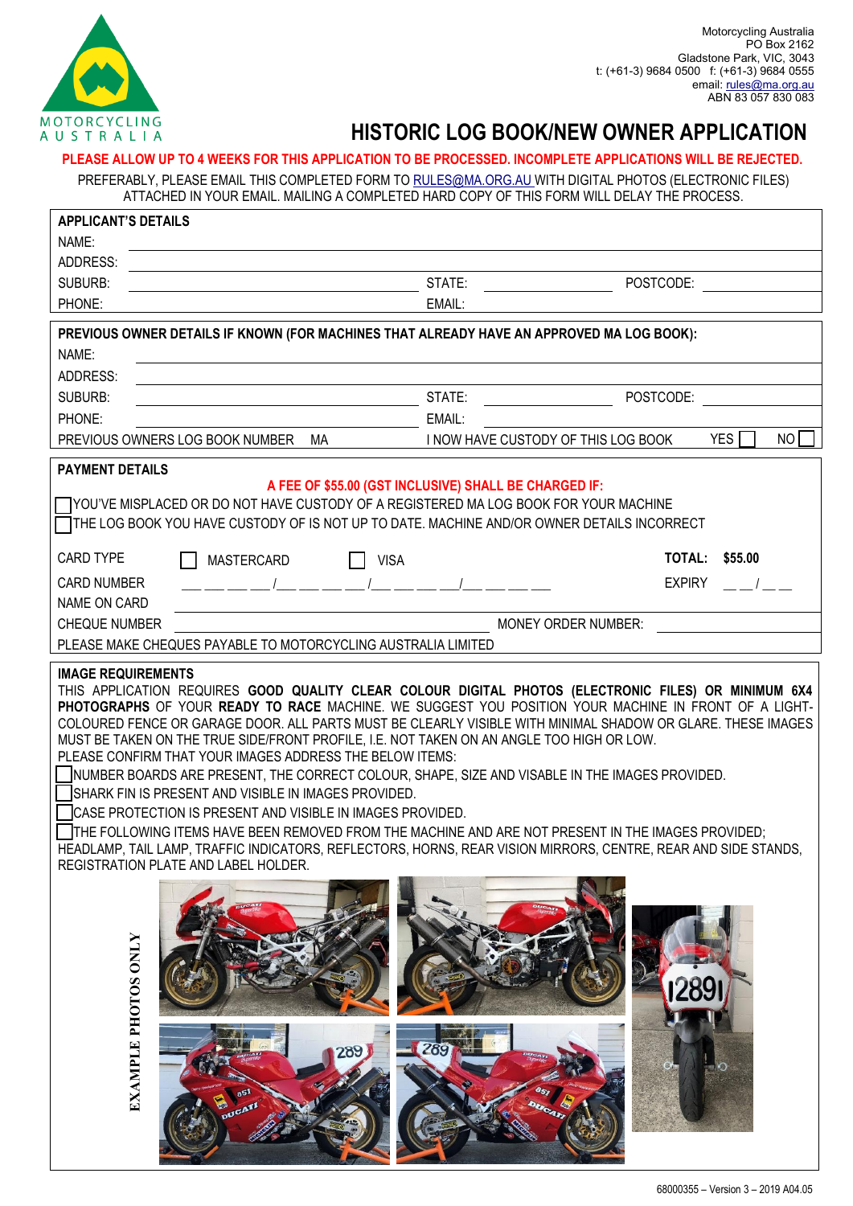Motorcycling Australia
PO Box 2162
Gladstone Park, VIC, 3043
t: (+61-3) 9684 0500 f: (+61-3) 9684 0555
email: rules@ma.org.au
ABN 83 057 830 083

# HISTORIC LOG BOOK/NEW OWNER APPLICATION

**PLEASE ALLOW UP TO 4 WEEKS FOR THIS APPLICATION TO BE PROCESSED. INCOMPLETE APPLICATIONS WILL BE REJECTED.**

PREFERABLY, PLEASE EMAIL THIS COMPLETED FORM TO RULES@MA.ORG.AU WITH DIGITAL PHOTOS (ELECTRONIC FILES) ATTACHED IN YOUR EMAIL. MAILING A COMPLETED HARD COPY OF THIS FORM WILL DELAY THE PROCESS.

## APPLICANT'S DETAILS

NAME: ______________________

ADDRESS: ______________________

SUBURB: ______________ STATE: __________ POSTCODE: __________

PHONE: ______________ EMAIL: ______________

## PREVIOUS OWNER DETAILS IF KNOWN (FOR MACHINES THAT ALREADY HAVE AN APPROVED MA LOG BOOK):

NAME: ______________________

ADDRESS: ______________________

SUBURB: ______________ STATE: __________ POSTCODE: __________

PHONE: ______________ EMAIL: ______________

PREVIOUS OWNERS LOG BOOK NUMBER MA ______ I NOW HAVE CUSTODY OF THIS LOG BOOK YES ☐ NO ☐

## PAYMENT DETAILS

**A FEE OF $55.00 (GST INCLUSIVE) SHALL BE CHARGED IF:**

☐ YOU'VE MISPLACED OR DO NOT HAVE CUSTODY OF A REGISTERED MA LOG BOOK FOR YOUR MACHINE

☐ THE LOG BOOK YOU HAVE CUSTODY OF IS NOT UP TO DATE. MACHINE AND/OR OWNER DETAILS INCORRECT

CARD TYPE ☐ MASTERCARD ☐ VISA **TOTAL: $55.00**

CARD NUMBER ___ ___ ___ ___/___ ___ ___ ___/___ ___ ___ ___/___ ___ ___ ___ EXPIRY ___ ___/___ ___

NAME ON CARD ______________________

CHEQUE NUMBER ______________ MONEY ORDER NUMBER: ______________

PLEASE MAKE CHEQUES PAYABLE TO MOTORCYCLING AUSTRALIA LIMITED

## IMAGE REQUIREMENTS

THIS APPLICATION REQUIRES **GOOD QUALITY CLEAR COLOUR DIGITAL PHOTOS (ELECTRONIC FILES) OR MINIMUM 6X4 PHOTOGRAPHS** OF YOUR **READY TO RACE** MACHINE. WE SUGGEST YOU POSITION YOUR MACHINE IN FRONT OF A LIGHT-COLOURED FENCE OR GARAGE DOOR. ALL PARTS MUST BE CLEARLY VISIBLE WITH MINIMAL SHADOW OR GLARE. THESE IMAGES MUST BE TAKEN ON THE TRUE SIDE/FRONT PROFILE, I.E. NOT TAKEN ON AN ANGLE TOO HIGH OR LOW.

PLEASE CONFIRM THAT YOUR IMAGES ADDRESS THE BELOW ITEMS:

☐ NUMBER BOARDS ARE PRESENT, THE CORRECT COLOUR, SHAPE, SIZE AND VISABLE IN THE IMAGES PROVIDED.

☐ SHARK FIN IS PRESENT AND VISIBLE IN IMAGES PROVIDED.

☐ CASE PROTECTION IS PRESENT AND VISIBLE IN IMAGES PROVIDED.

☐ THE FOLLOWING ITEMS HAVE BEEN REMOVED FROM THE MACHINE AND ARE NOT PRESENT IN THE IMAGES PROVIDED; HEADLAMP, TAIL LAMP, TRAFFIC INDICATORS, REFLECTORS, HORNS, REAR VISION MIRRORS, CENTRE, REAR AND SIDE STANDS, REGISTRATION PLATE AND LABEL HOLDER.

EXAMPLE PHOTOS ONLY

68000355 – Version 3 – 2019 A04.05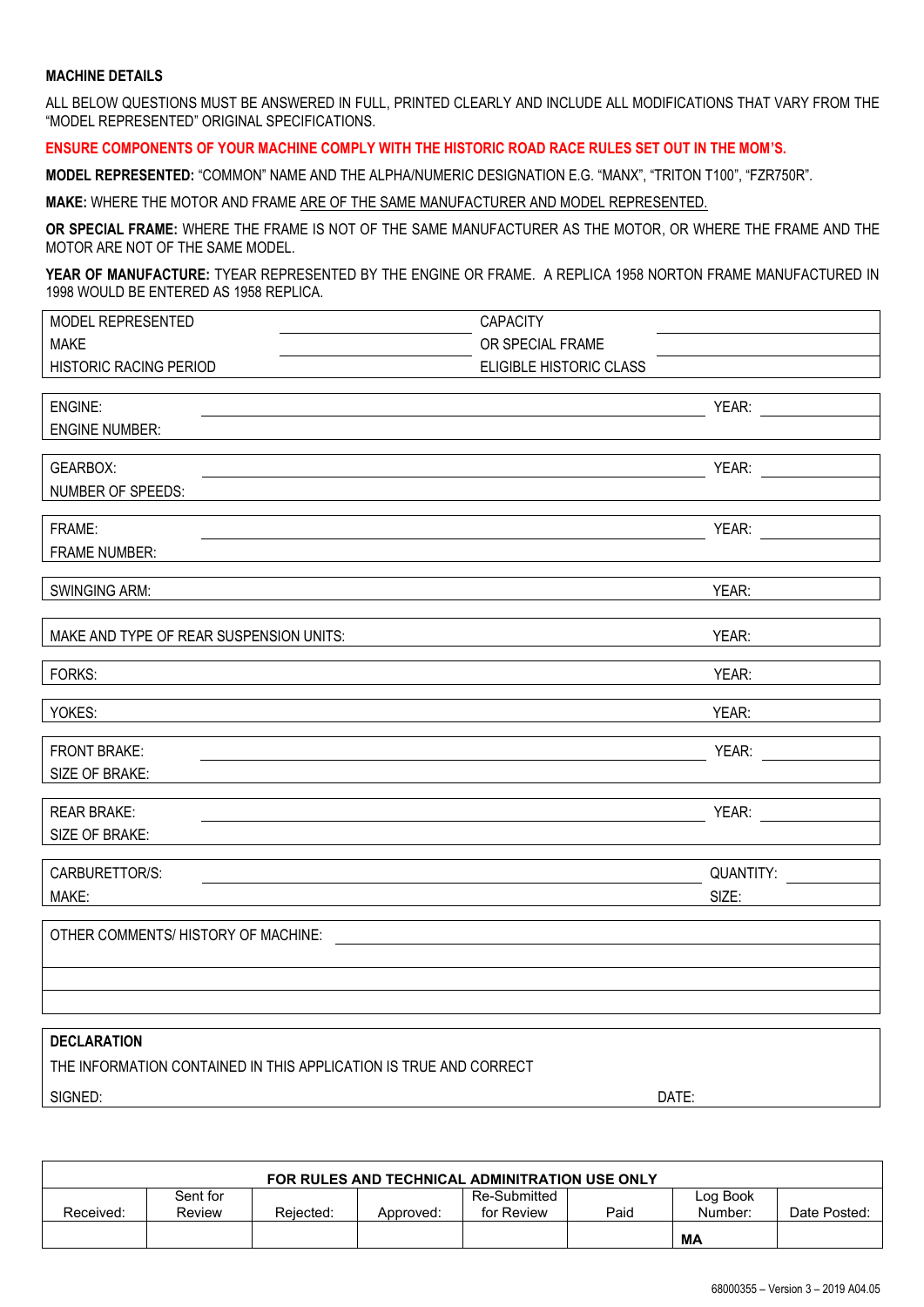## MACHINE DETAILS

ALL BELOW QUESTIONS MUST BE ANSWERED IN FULL, PRINTED CLEARLY AND INCLUDE ALL MODIFICATIONS THAT VARY FROM THE "MODEL REPRESENTED" ORIGINAL SPECIFICATIONS.

**ENSURE COMPONENTS OF YOUR MACHINE COMPLY WITH THE HISTORIC ROAD RACE RULES SET OUT IN THE MOM'S.**

**MODEL REPRESENTED:** "COMMON" NAME AND THE ALPHA/NUMERIC DESIGNATION E.G. "MANX", "TRITON T100", "FZR750R".

**MAKE:** WHERE THE MOTOR AND FRAME ARE OF THE SAME MANUFACTURER AND MODEL REPRESENTED.

**OR SPECIAL FRAME:** WHERE THE FRAME IS NOT OF THE SAME MANUFACTURER AS THE MOTOR, OR WHERE THE FRAME AND THE MOTOR ARE NOT OF THE SAME MODEL.

**YEAR OF MANUFACTURE:** TYEAR REPRESENTED BY THE ENGINE OR FRAME. A REPLICA 1958 NORTON FRAME MANUFACTURED IN 1998 WOULD BE ENTERED AS 1958 REPLICA.

| | | | |
|---|---|---|---|
| MODEL REPRESENTED | | CAPACITY | |
| MAKE | | OR SPECIAL FRAME | |
| HISTORIC RACING PERIOD | | ELIGIBLE HISTORIC CLASS | |

| | | | |
|---|---|---|---|
| ENGINE: | | YEAR: | |
| ENGINE NUMBER: | | | |

| | | | |
|---|---|---|---|
| GEARBOX: | | YEAR: | |
| NUMBER OF SPEEDS: | | | |

| | | | |
|---|---|---|---|
| FRAME: | | YEAR: | |
| FRAME NUMBER: | | | |

| | | | |
|---|---|---|---|
| SWINGING ARM: | | YEAR: | |

| | | | |
|---|---|---|---|
| MAKE AND TYPE OF REAR SUSPENSION UNITS: | | YEAR: | |

| | | | |
|---|---|---|---|
| FORKS: | | YEAR: | |

| | | | |
|---|---|---|---|
| YOKES: | | YEAR: | |

| | | | |
|---|---|---|---|
| FRONT BRAKE: | | YEAR: | |
| SIZE OF BRAKE: | | | |

| | | | |
|---|---|---|---|
| REAR BRAKE: | | YEAR: | |
| SIZE OF BRAKE: | | | |

| | | | |
|---|---|---|---|
| CARBURETTOR/S: | | QUANTITY: | |
| MAKE: | | SIZE: | |

| | |
|---|---|
| OTHER COMMENTS/ HISTORY OF MACHINE: | |
| | |
| | |
| | |

**DECLARATION**

THE INFORMATION CONTAINED IN THIS APPLICATION IS TRUE AND CORRECT

SIGNED: DATE:

| **FOR RULES AND TECHNICAL ADMINITRATION USE ONLY** | | | | | | | |
|---|---|---|---|---|---|---|---|
| Received: | Sent for Review | Rejected: | Approved: | Re-Submitted for Review | Paid | Log Book Number: | Date Posted: |
| | | | | | | **MA** | |

68000355 – Version 3 – 2019 A04.05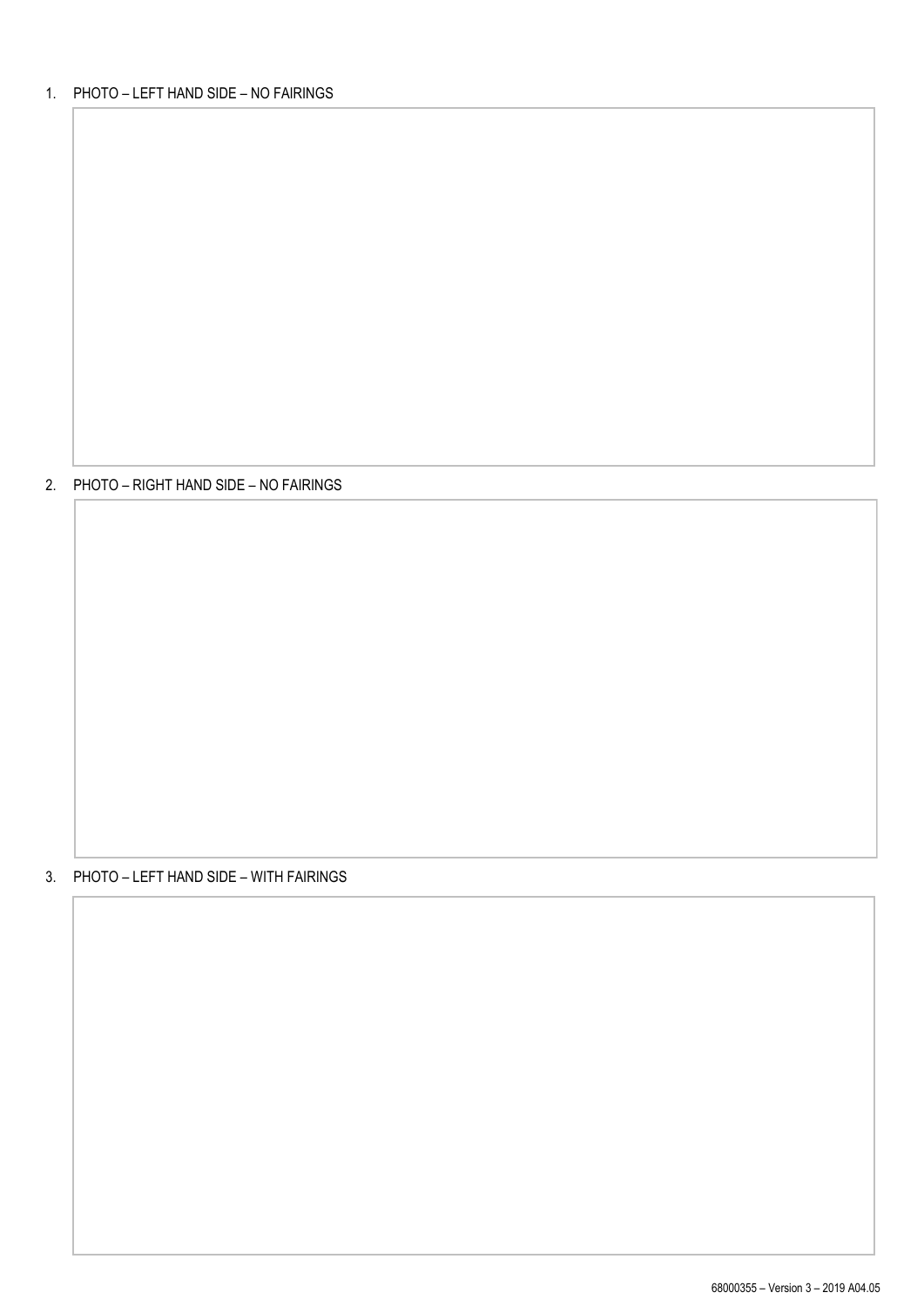1. PHOTO – LEFT HAND SIDE – NO FAIRINGS

2. PHOTO – RIGHT HAND SIDE – NO FAIRINGS

3. PHOTO – LEFT HAND SIDE – WITH FAIRINGS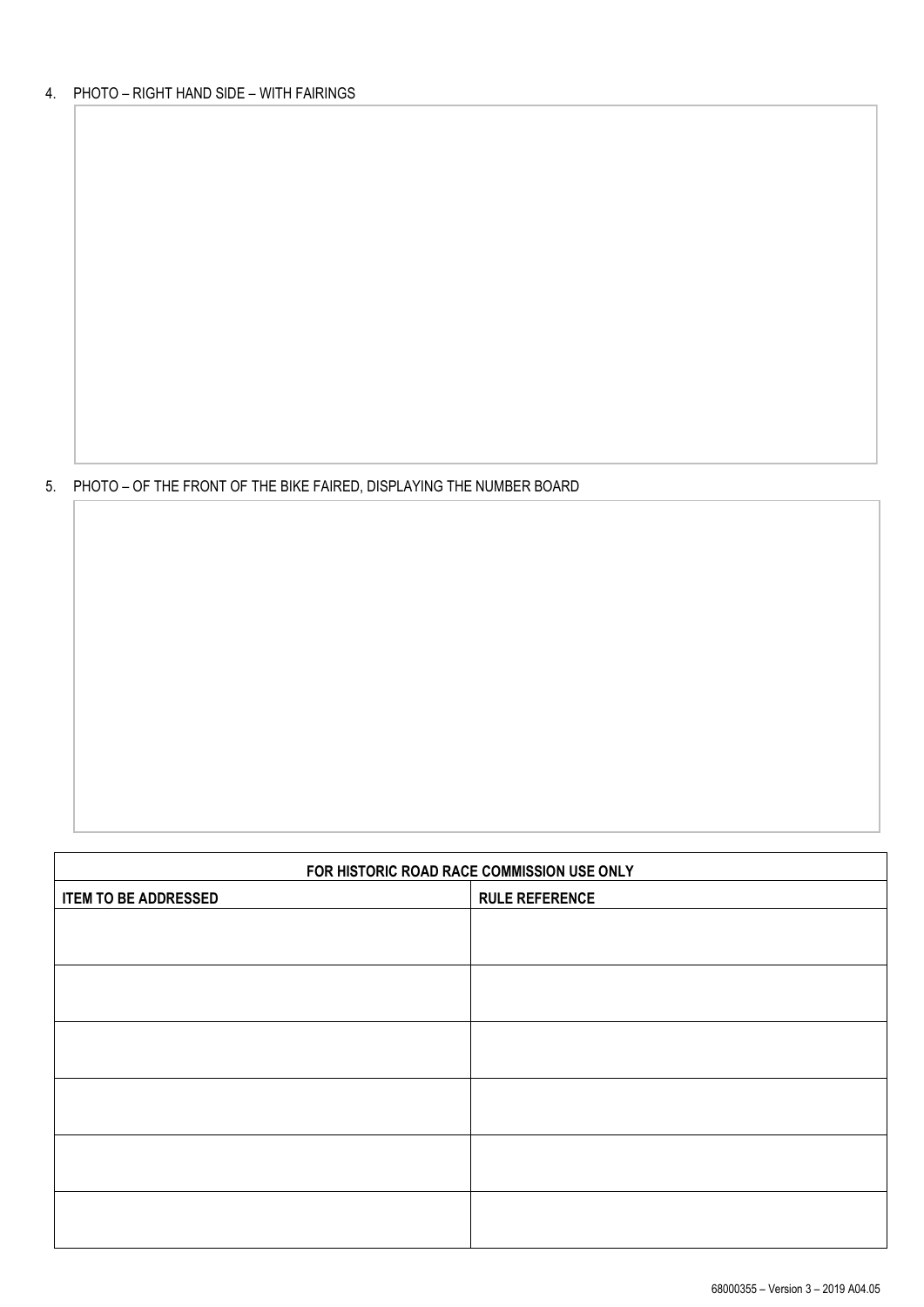4. PHOTO – RIGHT HAND SIDE – WITH FAIRINGS

5. PHOTO – OF THE FRONT OF THE BIKE FAIRED, DISPLAYING THE NUMBER BOARD

| FOR HISTORIC ROAD RACE COMMISSION USE ONLY | |
|---|---|
| **ITEM TO BE ADDRESSED** | **RULE REFERENCE** |
| | |
| | |
| | |
| | |
| | |
| | |

68000355 – Version 3 – 2019 A04.05